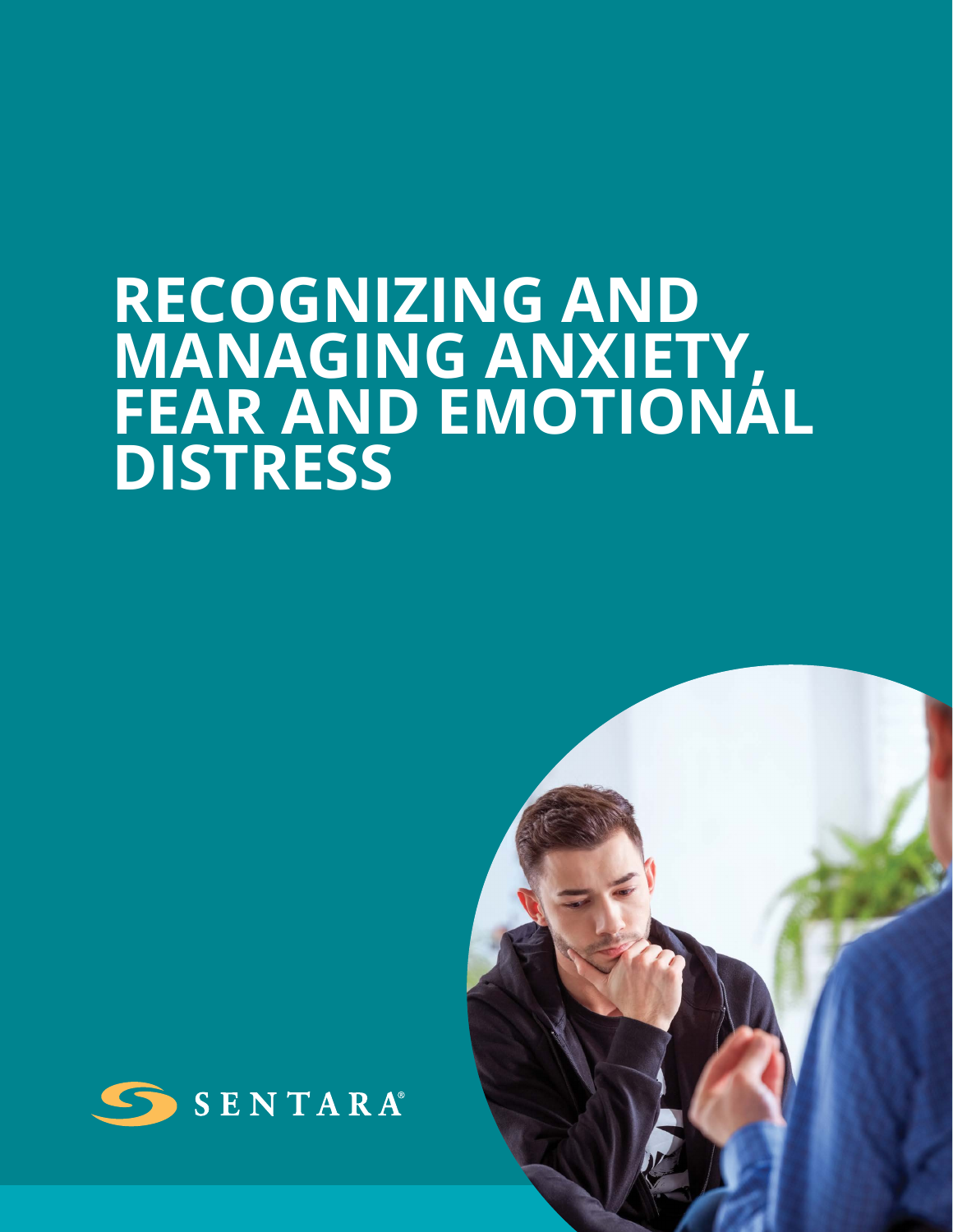# RECOGNIZING AND MANAGING ANXIETY, FEAR AND EMOTIONAL DISTRESS

SENTARA®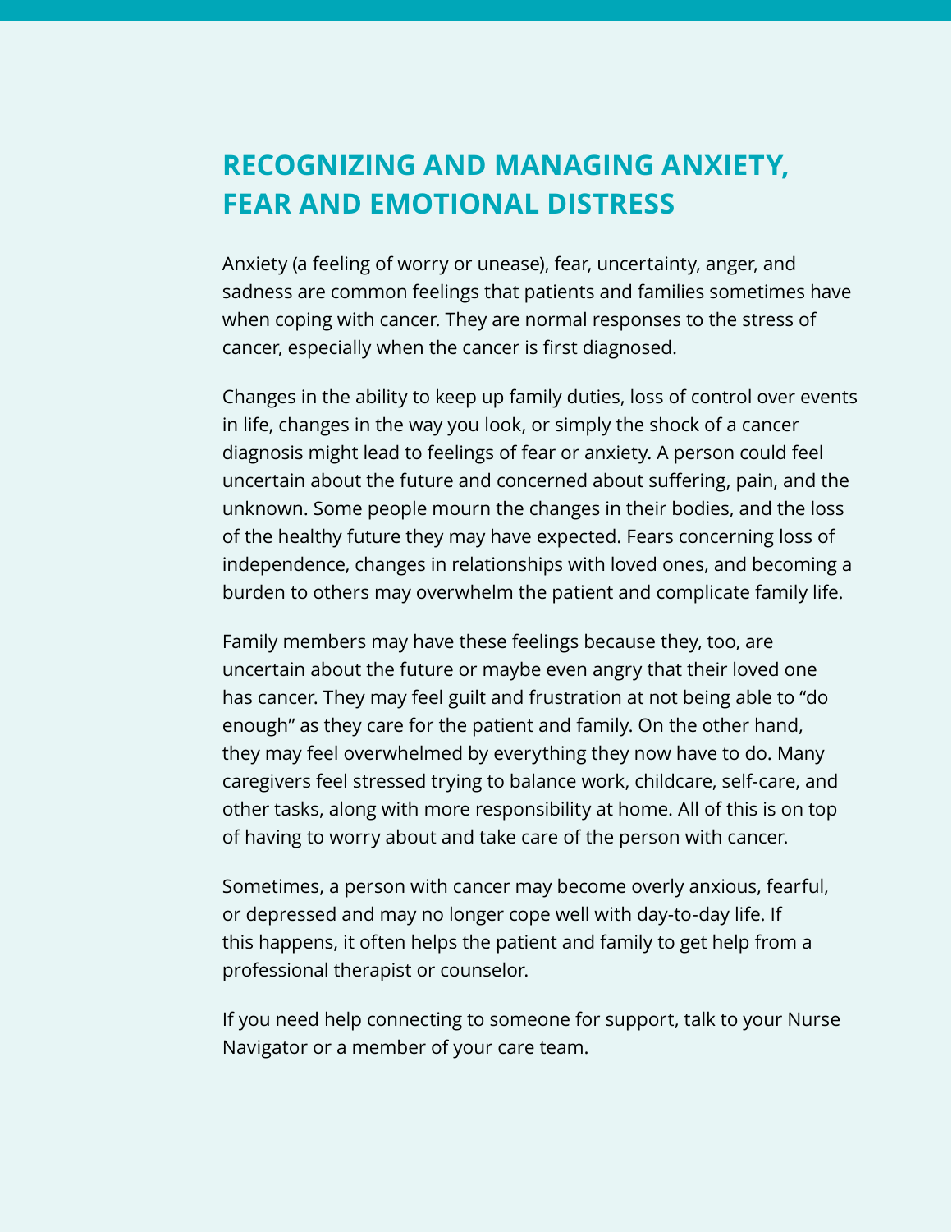## RECOGNIZING AND MANAGING ANXIETY, FEAR AND EMOTIONAL DISTRESS

Anxiety (a feeling of worry or unease), fear, uncertainty, anger, and sadness are common feelings that patients and families sometimes have when coping with cancer. They are normal responses to the stress of cancer, especially when the cancer is first diagnosed.

Changes in the ability to keep up family duties, loss of control over events in life, changes in the way you look, or simply the shock of a cancer diagnosis might lead to feelings of fear or anxiety. A person could feel uncertain about the future and concerned about suffering, pain, and the unknown. Some people mourn the changes in their bodies, and the loss of the healthy future they may have expected. Fears concerning loss of independence, changes in relationships with loved ones, and becoming a burden to others may overwhelm the patient and complicate family life.

Family members may have these feelings because they, too, are uncertain about the future or maybe even angry that their loved one has cancer. They may feel guilt and frustration at not being able to "do enough" as they care for the patient and family. On the other hand, they may feel overwhelmed by everything they now have to do. Many caregivers feel stressed trying to balance work, childcare, self-care, and other tasks, along with more responsibility at home. All of this is on top of having to worry about and take care of the person with cancer.

Sometimes, a person with cancer may become overly anxious, fearful, or depressed and may no longer cope well with day-to-day life. If this happens, it often helps the patient and family to get help from a professional therapist or counselor.

If you need help connecting to someone for support, talk to your Nurse Navigator or a member of your care team.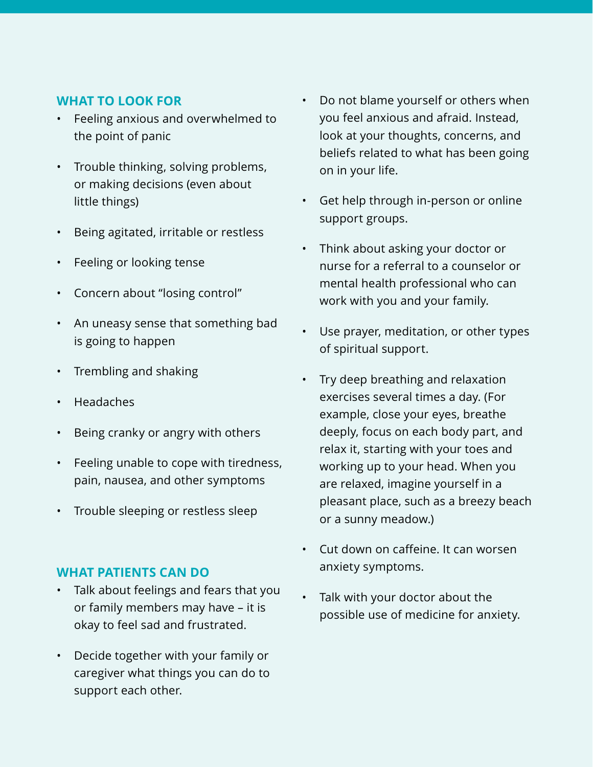## WHAT TO LOOK FOR

- Feeling anxious and overwhelmed to the point of panic
- Trouble thinking, solving problems, or making decisions (even about little things)
- Being agitated, irritable or restless
- Feeling or looking tense
- Concern about "losing control"
- An uneasy sense that something bad is going to happen
- Trembling and shaking
- Headaches
- Being cranky or angry with others
- Feeling unable to cope with tiredness, pain, nausea, and other symptoms
- Trouble sleeping or restless sleep

## WHAT PATIENTS CAN DO

- Talk about feelings and fears that you or family members may have – it is okay to feel sad and frustrated.
- Decide together with your family or caregiver what things you can do to support each other.
- Do not blame yourself or others when you feel anxious and afraid. Instead, look at your thoughts, concerns, and beliefs related to what has been going on in your life.
- Get help through in-person or online support groups.
- Think about asking your doctor or nurse for a referral to a counselor or mental health professional who can work with you and your family.
- Use prayer, meditation, or other types of spiritual support.
- Try deep breathing and relaxation exercises several times a day. (For example, close your eyes, breathe deeply, focus on each body part, and relax it, starting with your toes and working up to your head. When you are relaxed, imagine yourself in a pleasant place, such as a breezy beach or a sunny meadow.)
- Cut down on caffeine. It can worsen anxiety symptoms.
- Talk with your doctor about the possible use of medicine for anxiety.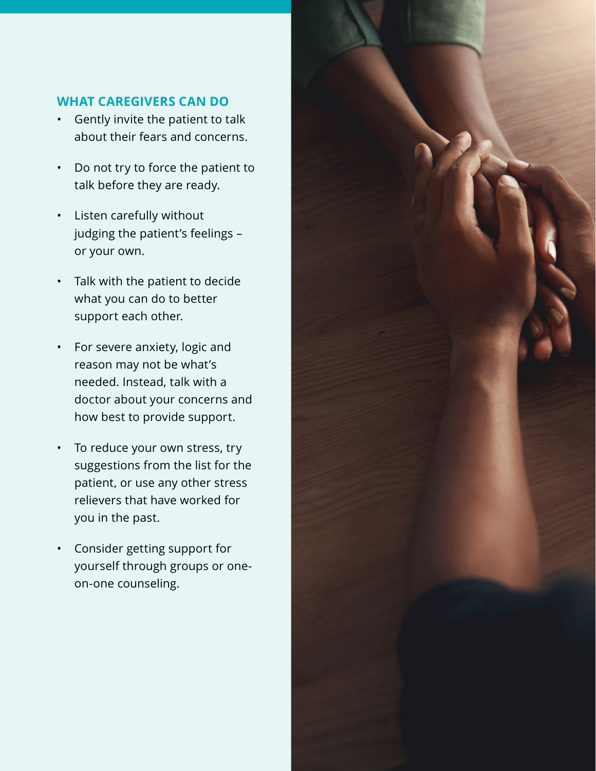## WHAT CAREGIVERS CAN DO

- Gently invite the patient to talk about their fears and concerns.
- Do not try to force the patient to talk before they are ready.
- Listen carefully without judging the patient's feelings – or your own.
- Talk with the patient to decide what you can do to better support each other.
- For severe anxiety, logic and reason may not be what's needed. Instead, talk with a doctor about your concerns and how best to provide support.
- To reduce your own stress, try suggestions from the list for the patient, or use any other stress relievers that have worked for you in the past.
- Consider getting support for yourself through groups or one-on-one counseling.